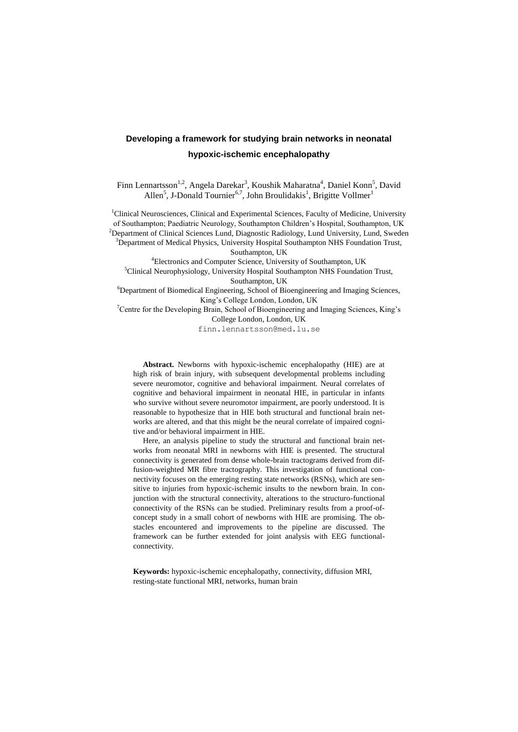# Developing a framework for studying brain networks in neonatal hypoxic-ischemic encephalopathy

Finn Lennartsson[1,2], Angela Darekar[3], Koushik Maharatna[4], Daniel Konn[5], David Allen[5], J-Donald Tournier[6,7], John Broulidakis[1], Brigitte Vollmer[1]

[1]Clinical Neurosciences, Clinical and Experimental Sciences, Faculty of Medicine, University of Southampton; Paediatric Neurology, Southampton Children's Hospital, Southampton, UK
[2]Department of Clinical Sciences Lund, Diagnostic Radiology, Lund University, Lund, Sweden
[3]Department of Medical Physics, University Hospital Southampton NHS Foundation Trust, Southampton, UK
[4]Electronics and Computer Science, University of Southampton, UK
[5]Clinical Neurophysiology, University Hospital Southampton NHS Foundation Trust, Southampton, UK
[6]Department of Biomedical Engineering, School of Bioengineering and Imaging Sciences, King's College London, London, UK
[7]Centre for the Developing Brain, School of Bioengineering and Imaging Sciences, King's College London, London, UK
finn.lennartsson@med.lu.se

**Abstract.** Newborns with hypoxic-ischemic encephalopathy (HIE) are at high risk of brain injury, with subsequent developmental problems including severe neuromotor, cognitive and behavioral impairment. Neural correlates of cognitive and behavioral impairment in neonatal HIE, in particular in infants who survive without severe neuromotor impairment, are poorly understood. It is reasonable to hypothesize that in HIE both structural and functional brain networks are altered, and that this might be the neural correlate of impaired cognitive and/or behavioral impairment in HIE.

Here, an analysis pipeline to study the structural and functional brain networks from neonatal MRI in newborns with HIE is presented. The structural connectivity is generated from dense whole-brain tractograms derived from diffusion-weighted MR fibre tractography. This investigation of functional connectivity focuses on the emerging resting state networks (RSNs), which are sensitive to injuries from hypoxic-ischemic insults to the newborn brain. In conjunction with the structural connectivity, alterations to the structuro-functional connectivity of the RSNs can be studied. Preliminary results from a proof-of-concept study in a small cohort of newborns with HIE are promising. The obstacles encountered and improvements to the pipeline are discussed. The framework can be further extended for joint analysis with EEG functional-connectivity.

**Keywords:** hypoxic-ischemic encephalopathy, connectivity, diffusion MRI, resting-state functional MRI, networks, human brain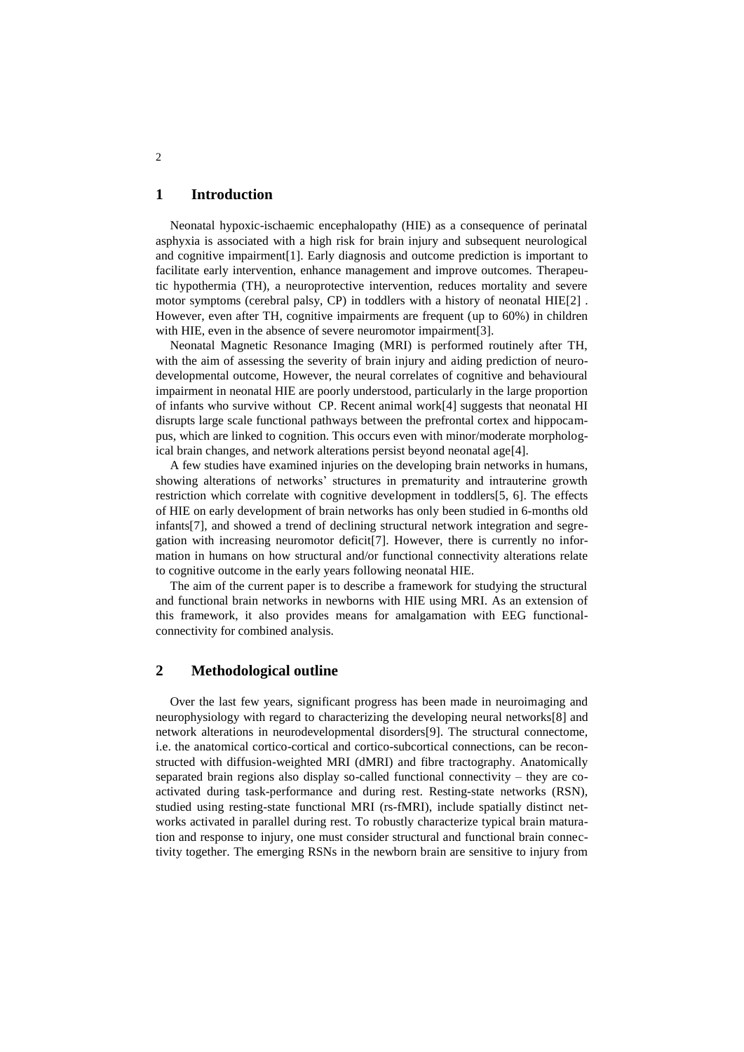## 1 Introduction

Neonatal hypoxic-ischaemic encephalopathy (HIE) as a consequence of perinatal asphyxia is associated with a high risk for brain injury and subsequent neurological and cognitive impairment[1]. Early diagnosis and outcome prediction is important to facilitate early intervention, enhance management and improve outcomes. Therapeutic hypothermia (TH), a neuroprotective intervention, reduces mortality and severe motor symptoms (cerebral palsy, CP) in toddlers with a history of neonatal HIE[2] . However, even after TH, cognitive impairments are frequent (up to 60%) in children with HIE, even in the absence of severe neuromotor impairment[3].

Neonatal Magnetic Resonance Imaging (MRI) is performed routinely after TH, with the aim of assessing the severity of brain injury and aiding prediction of neurodevelopmental outcome, However, the neural correlates of cognitive and behavioural impairment in neonatal HIE are poorly understood, particularly in the large proportion of infants who survive without CP. Recent animal work[4] suggests that neonatal HI disrupts large scale functional pathways between the prefrontal cortex and hippocampus, which are linked to cognition. This occurs even with minor/moderate morphological brain changes, and network alterations persist beyond neonatal age[4].

A few studies have examined injuries on the developing brain networks in humans, showing alterations of networks' structures in prematurity and intrauterine growth restriction which correlate with cognitive development in toddlers[5, 6]. The effects of HIE on early development of brain networks has only been studied in 6-months old infants[7], and showed a trend of declining structural network integration and segregation with increasing neuromotor deficit[7]. However, there is currently no information in humans on how structural and/or functional connectivity alterations relate to cognitive outcome in the early years following neonatal HIE.

The aim of the current paper is to describe a framework for studying the structural and functional brain networks in newborns with HIE using MRI. As an extension of this framework, it also provides means for amalgamation with EEG functional-connectivity for combined analysis.

## 2 Methodological outline

Over the last few years, significant progress has been made in neuroimaging and neurophysiology with regard to characterizing the developing neural networks[8] and network alterations in neurodevelopmental disorders[9]. The structural connectome, i.e. the anatomical cortico-cortical and cortico-subcortical connections, can be reconstructed with diffusion-weighted MRI (dMRI) and fibre tractography. Anatomically separated brain regions also display so-called functional connectivity – they are co-activated during task-performance and during rest. Resting-state networks (RSN), studied using resting-state functional MRI (rs-fMRI), include spatially distinct networks activated in parallel during rest. To robustly characterize typical brain maturation and response to injury, one must consider structural and functional brain connectivity together. The emerging RSNs in the newborn brain are sensitive to injury from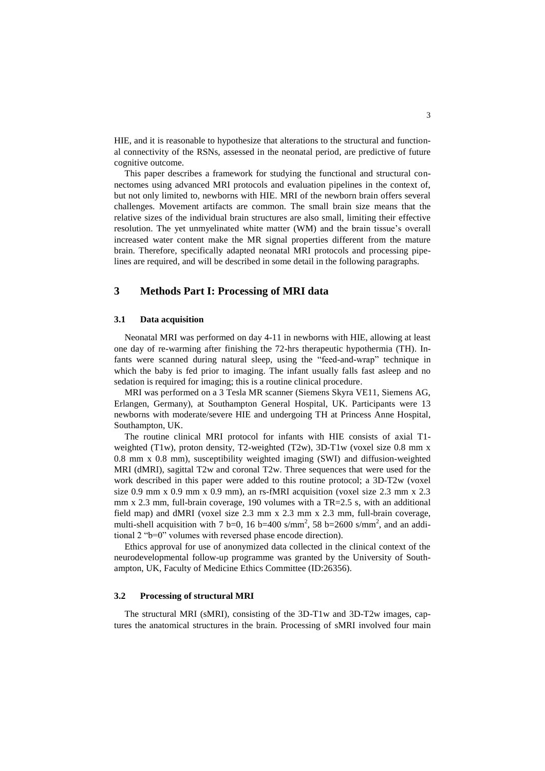HIE, and it is reasonable to hypothesize that alterations to the structural and functional connectivity of the RSNs, assessed in the neonatal period, are predictive of future cognitive outcome.

This paper describes a framework for studying the functional and structural connectomes using advanced MRI protocols and evaluation pipelines in the context of, but not only limited to, newborns with HIE. MRI of the newborn brain offers several challenges. Movement artifacts are common. The small brain size means that the relative sizes of the individual brain structures are also small, limiting their effective resolution. The yet unmyelinated white matter (WM) and the brain tissue's overall increased water content make the MR signal properties different from the mature brain. Therefore, specifically adapted neonatal MRI protocols and processing pipelines are required, and will be described in some detail in the following paragraphs.

# 3 Methods Part I: Processing of MRI data

## 3.1 Data acquisition

Neonatal MRI was performed on day 4-11 in newborns with HIE, allowing at least one day of re-warming after finishing the 72-hrs therapeutic hypothermia (TH). Infants were scanned during natural sleep, using the "feed-and-wrap" technique in which the baby is fed prior to imaging. The infant usually falls fast asleep and no sedation is required for imaging; this is a routine clinical procedure.

MRI was performed on a 3 Tesla MR scanner (Siemens Skyra VE11, Siemens AG, Erlangen, Germany), at Southampton General Hospital, UK. Participants were 13 newborns with moderate/severe HIE and undergoing TH at Princess Anne Hospital, Southampton, UK.

The routine clinical MRI protocol for infants with HIE consists of axial T1-weighted (T1w), proton density, T2-weighted (T2w), 3D-T1w (voxel size 0.8 mm x 0.8 mm x 0.8 mm), susceptibility weighted imaging (SWI) and diffusion-weighted MRI (dMRI), sagittal T2w and coronal T2w. Three sequences that were used for the work described in this paper were added to this routine protocol; a 3D-T2w (voxel size 0.9 mm x 0.9 mm x 0.9 mm), an rs-fMRI acquisition (voxel size 2.3 mm x 2.3 mm x 2.3 mm, full-brain coverage, 190 volumes with a TR=2.5 s, with an additional field map) and dMRI (voxel size 2.3 mm x 2.3 mm x 2.3 mm, full-brain coverage, multi-shell acquisition with 7 b=0, 16 b=400 s/mm$^2$, 58 b=2600 s/mm$^2$, and an additional 2 "b=0" volumes with reversed phase encode direction).

Ethics approval for use of anonymized data collected in the clinical context of the neurodevelopmental follow-up programme was granted by the University of Southampton, UK, Faculty of Medicine Ethics Committee (ID:26356).

## 3.2 Processing of structural MRI

The structural MRI (sMRI), consisting of the 3D-T1w and 3D-T2w images, captures the anatomical structures in the brain. Processing of sMRI involved four main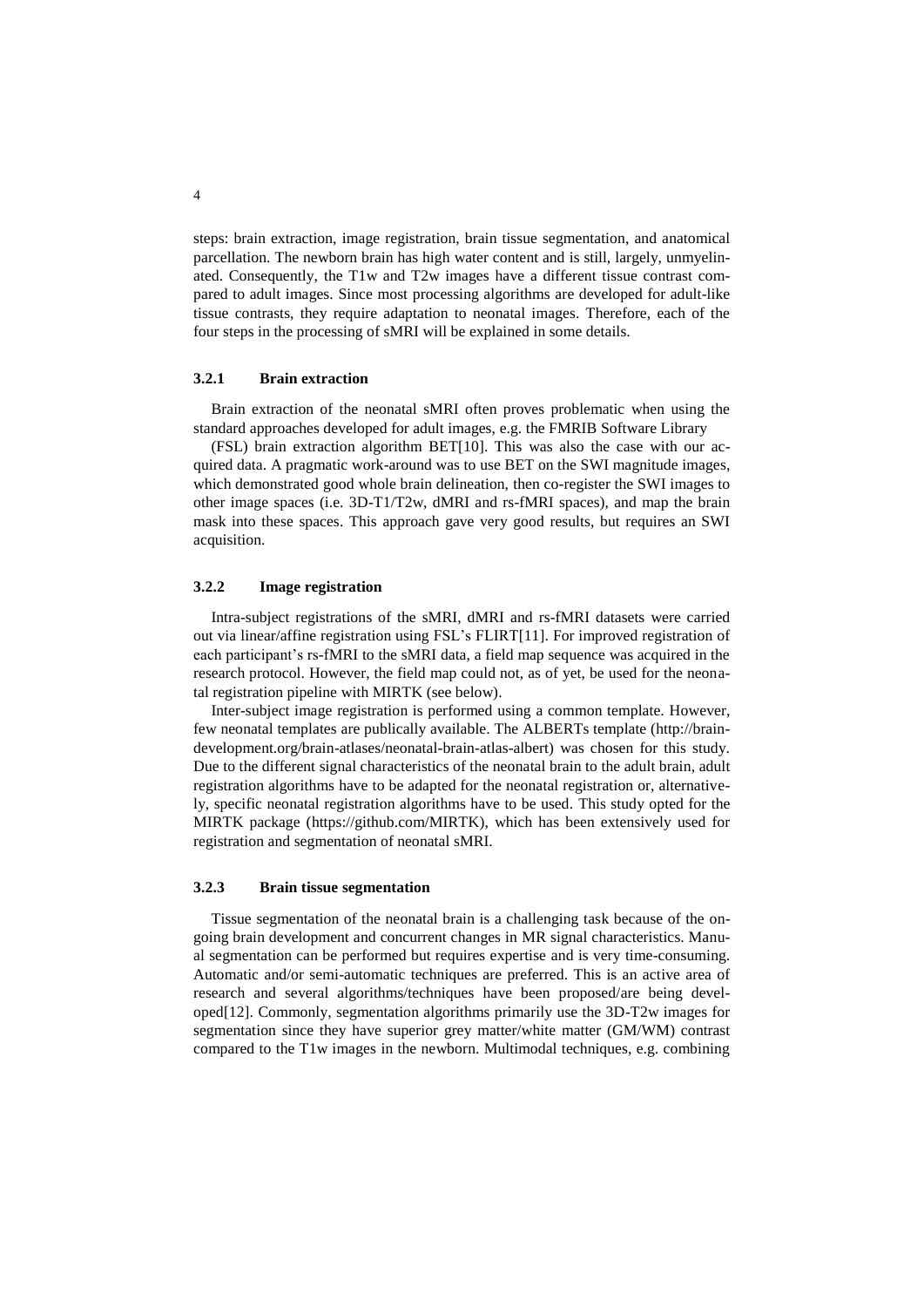steps: brain extraction, image registration, brain tissue segmentation, and anatomical parcellation. The newborn brain has high water content and is still, largely, unmyelinated. Consequently, the T1w and T2w images have a different tissue contrast compared to adult images. Since most processing algorithms are developed for adult-like tissue contrasts, they require adaptation to neonatal images. Therefore, each of the four steps in the processing of sMRI will be explained in some details.

### 3.2.1 Brain extraction

Brain extraction of the neonatal sMRI often proves problematic when using the standard approaches developed for adult images, e.g. the FMRIB Software Library

(FSL) brain extraction algorithm BET[10]. This was also the case with our acquired data. A pragmatic work-around was to use BET on the SWI magnitude images, which demonstrated good whole brain delineation, then co-register the SWI images to other image spaces (i.e. 3D-T1/T2w, dMRI and rs-fMRI spaces), and map the brain mask into these spaces. This approach gave very good results, but requires an SWI acquisition.

### 3.2.2 Image registration

Intra-subject registrations of the sMRI, dMRI and rs-fMRI datasets were carried out via linear/affine registration using FSL's FLIRT[11]. For improved registration of each participant's rs-fMRI to the sMRI data, a field map sequence was acquired in the research protocol. However, the field map could not, as of yet, be used for the neonatal registration pipeline with MIRTK (see below).

Inter-subject image registration is performed using a common template. However, few neonatal templates are publically available. The ALBERTs template (http://brain-development.org/brain-atlases/neonatal-brain-atlas-albert) was chosen for this study. Due to the different signal characteristics of the neonatal brain to the adult brain, adult registration algorithms have to be adapted for the neonatal registration or, alternatively, specific neonatal registration algorithms have to be used. This study opted for the MIRTK package (https://github.com/MIRTK), which has been extensively used for registration and segmentation of neonatal sMRI.

### 3.2.3 Brain tissue segmentation

Tissue segmentation of the neonatal brain is a challenging task because of the ongoing brain development and concurrent changes in MR signal characteristics. Manual segmentation can be performed but requires expertise and is very time-consuming. Automatic and/or semi-automatic techniques are preferred. This is an active area of research and several algorithms/techniques have been proposed/are being developed[12]. Commonly, segmentation algorithms primarily use the 3D-T2w images for segmentation since they have superior grey matter/white matter (GM/WM) contrast compared to the T1w images in the newborn. Multimodal techniques, e.g. combining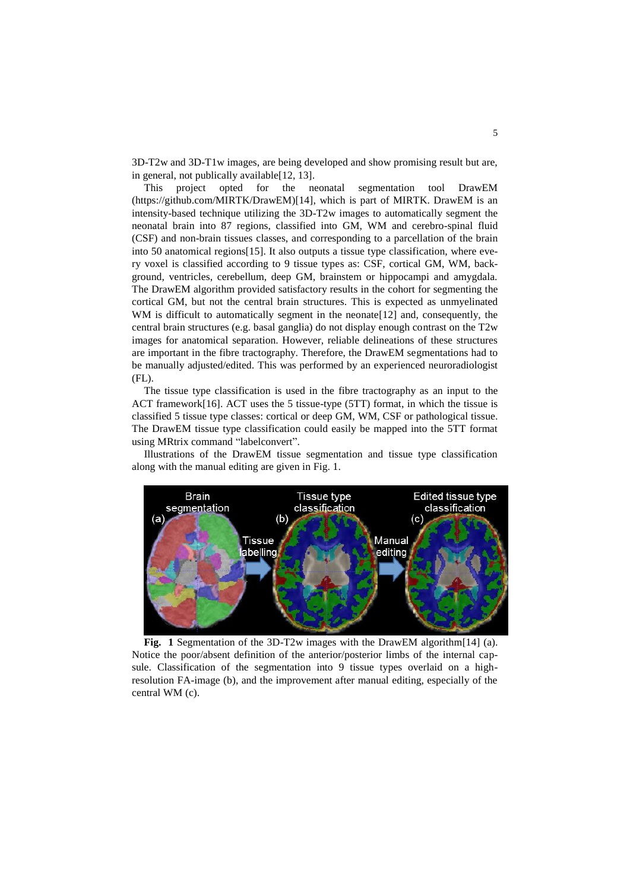3D-T2w and 3D-T1w images, are being developed and show promising result but are, in general, not publically available[12, 13].

This project opted for the neonatal segmentation tool DrawEM (https://github.com/MIRTK/DrawEM)[14], which is part of MIRTK. DrawEM is an intensity-based technique utilizing the 3D-T2w images to automatically segment the neonatal brain into 87 regions, classified into GM, WM and cerebro-spinal fluid (CSF) and non-brain tissues classes, and corresponding to a parcellation of the brain into 50 anatomical regions[15]. It also outputs a tissue type classification, where every voxel is classified according to 9 tissue types as: CSF, cortical GM, WM, background, ventricles, cerebellum, deep GM, brainstem or hippocampi and amygdala. The DrawEM algorithm provided satisfactory results in the cohort for segmenting the cortical GM, but not the central brain structures. This is expected as unmyelinated WM is difficult to automatically segment in the neonate[12] and, consequently, the central brain structures (e.g. basal ganglia) do not display enough contrast on the T2w images for anatomical separation. However, reliable delineations of these structures are important in the fibre tractography. Therefore, the DrawEM segmentations had to be manually adjusted/edited. This was performed by an experienced neuroradiologist (FL).

The tissue type classification is used in the fibre tractography as an input to the ACT framework[16]. ACT uses the 5 tissue-type (5TT) format, in which the tissue is classified 5 tissue type classes: cortical or deep GM, WM, CSF or pathological tissue. The DrawEM tissue type classification could easily be mapped into the 5TT format using MRtrix command "labelconvert".

Illustrations of the DrawEM tissue segmentation and tissue type classification along with the manual editing are given in Fig. 1.

Brain segmentation
(a)
Tissue labelling
Tissue type classification
(b)
Manual editing
Edited tissue type classification
(c)

**Fig. 1** Segmentation of the 3D-T2w images with the DrawEM algorithm[14] (a). Notice the poor/absent definition of the anterior/posterior limbs of the internal capsule. Classification of the segmentation into 9 tissue types overlaid on a high-resolution FA-image (b), and the improvement after manual editing, especially of the central WM (c).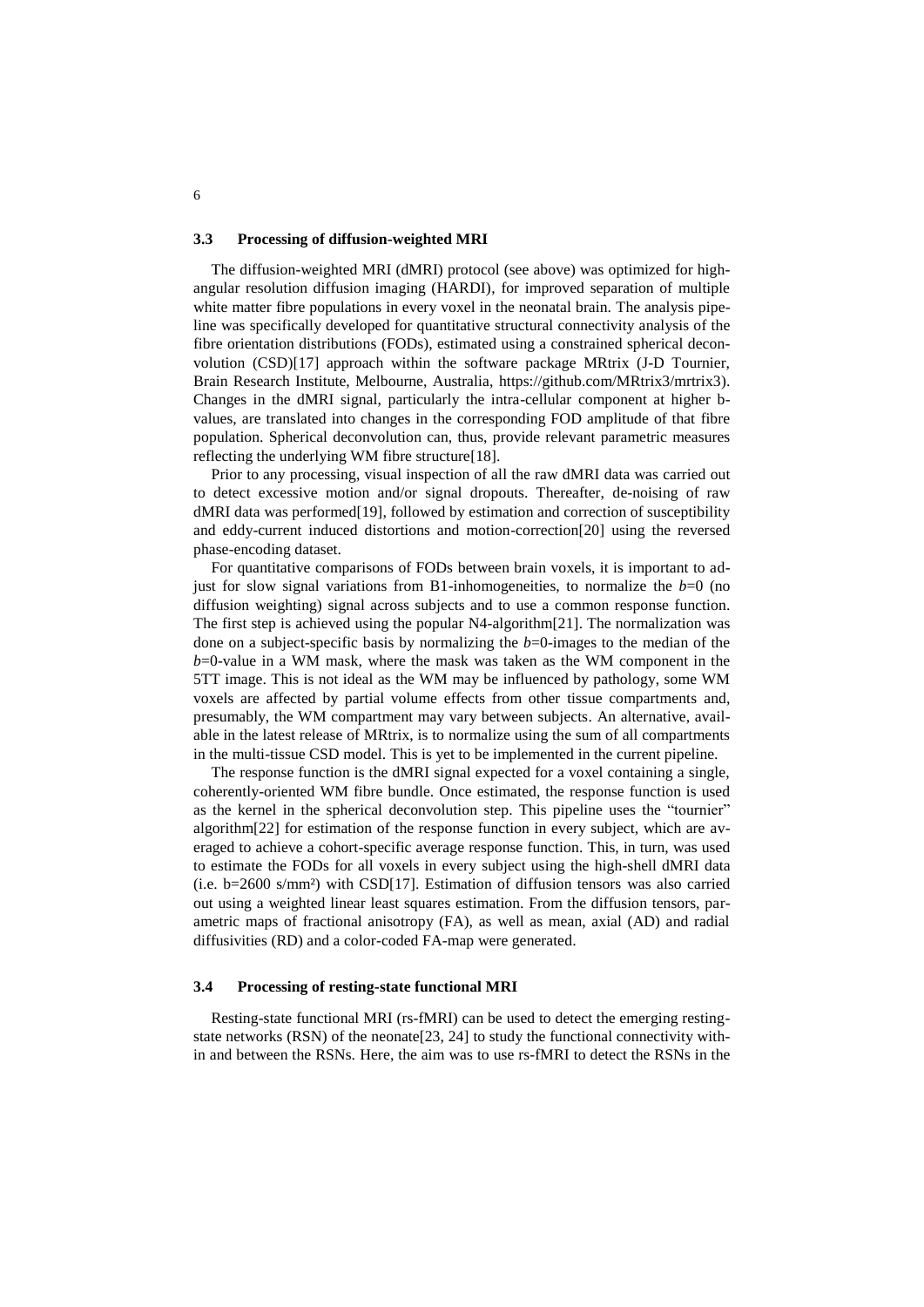### 3.3 Processing of diffusion-weighted MRI

The diffusion-weighted MRI (dMRI) protocol (see above) was optimized for high-angular resolution diffusion imaging (HARDI), for improved separation of multiple white matter fibre populations in every voxel in the neonatal brain. The analysis pipeline was specifically developed for quantitative structural connectivity analysis of the fibre orientation distributions (FODs), estimated using a constrained spherical deconvolution (CSD)[17] approach within the software package MRtrix (J-D Tournier, Brain Research Institute, Melbourne, Australia, https://github.com/MRtrix3/mrtrix3). Changes in the dMRI signal, particularly the intra-cellular component at higher b-values, are translated into changes in the corresponding FOD amplitude of that fibre population. Spherical deconvolution can, thus, provide relevant parametric measures reflecting the underlying WM fibre structure[18].

Prior to any processing, visual inspection of all the raw dMRI data was carried out to detect excessive motion and/or signal dropouts. Thereafter, de-noising of raw dMRI data was performed[19], followed by estimation and correction of susceptibility and eddy-current induced distortions and motion-correction[20] using the reversed phase-encoding dataset.

For quantitative comparisons of FODs between brain voxels, it is important to adjust for slow signal variations from B1-inhomogeneities, to normalize the $b$=0 (no diffusion weighting) signal across subjects and to use a common response function. The first step is achieved using the popular N4-algorithm[21]. The normalization was done on a subject-specific basis by normalizing the $b$=0-images to the median of the $b$=0-value in a WM mask, where the mask was taken as the WM component in the 5TT image. This is not ideal as the WM may be influenced by pathology, some WM voxels are affected by partial volume effects from other tissue compartments and, presumably, the WM compartment may vary between subjects. An alternative, available in the latest release of MRtrix, is to normalize using the sum of all compartments in the multi-tissue CSD model. This is yet to be implemented in the current pipeline.

The response function is the dMRI signal expected for a voxel containing a single, coherently-oriented WM fibre bundle. Once estimated, the response function is used as the kernel in the spherical deconvolution step. This pipeline uses the "tournier" algorithm[22] for estimation of the response function in every subject, which are averaged to achieve a cohort-specific average response function. This, in turn, was used to estimate the FODs for all voxels in every subject using the high-shell dMRI data (i.e. b=2600 s/mm²) with CSD[17]. Estimation of diffusion tensors was also carried out using a weighted linear least squares estimation. From the diffusion tensors, parametric maps of fractional anisotropy (FA), as well as mean, axial (AD) and radial diffusivities (RD) and a color-coded FA-map were generated.

### 3.4 Processing of resting-state functional MRI

Resting-state functional MRI (rs-fMRI) can be used to detect the emerging resting-state networks (RSN) of the neonate[23, 24] to study the functional connectivity within and between the RSNs. Here, the aim was to use rs-fMRI to detect the RSNs in the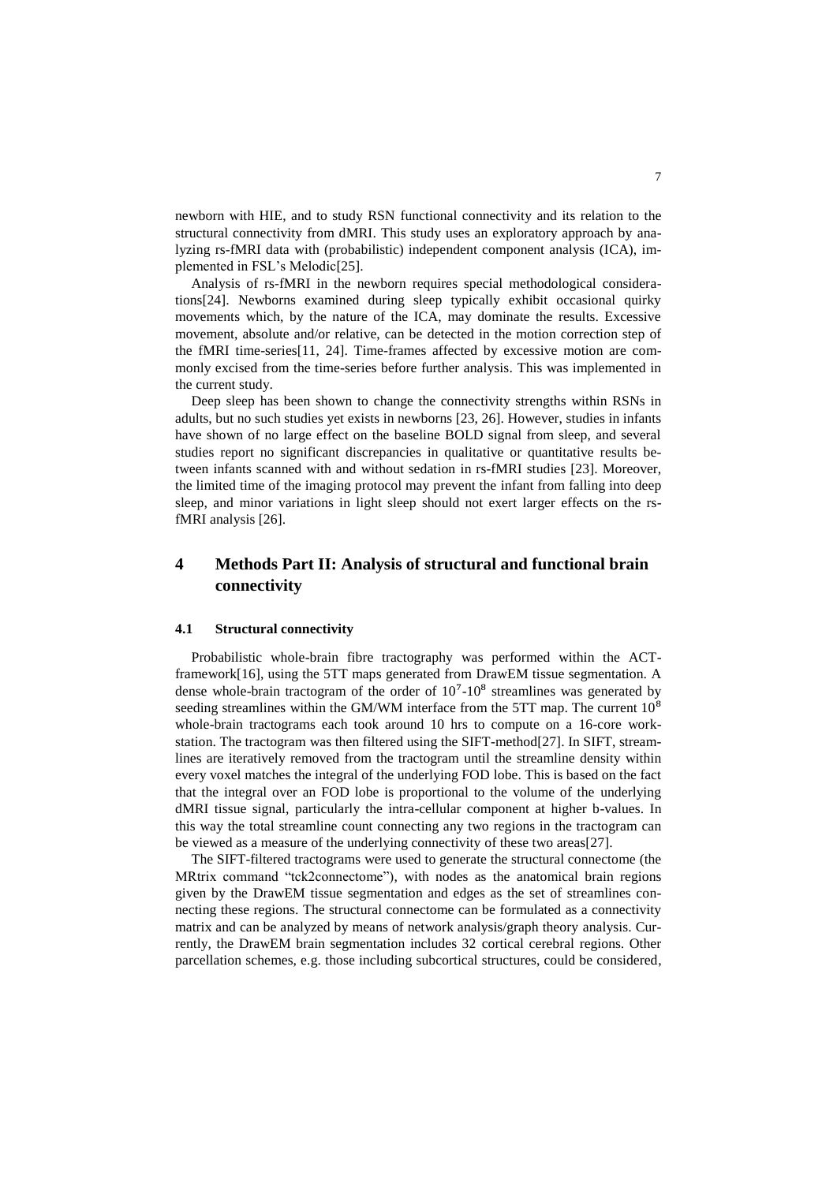newborn with HIE, and to study RSN functional connectivity and its relation to the structural connectivity from dMRI. This study uses an exploratory approach by analyzing rs-fMRI data with (probabilistic) independent component analysis (ICA), implemented in FSL's Melodic[25].

Analysis of rs-fMRI in the newborn requires special methodological considerations[24]. Newborns examined during sleep typically exhibit occasional quirky movements which, by the nature of the ICA, may dominate the results. Excessive movement, absolute and/or relative, can be detected in the motion correction step of the fMRI time-series[11, 24]. Time-frames affected by excessive motion are commonly excised from the time-series before further analysis. This was implemented in the current study.

Deep sleep has been shown to change the connectivity strengths within RSNs in adults, but no such studies yet exists in newborns [23, 26]. However, studies in infants have shown of no large effect on the baseline BOLD signal from sleep, and several studies report no significant discrepancies in qualitative or quantitative results between infants scanned with and without sedation in rs-fMRI studies [23]. Moreover, the limited time of the imaging protocol may prevent the infant from falling into deep sleep, and minor variations in light sleep should not exert larger effects on the rs-fMRI analysis [26].

# 4 Methods Part II: Analysis of structural and functional brain connectivity

## 4.1 Structural connectivity

Probabilistic whole-brain fibre tractography was performed within the ACT-framework[16], using the 5TT maps generated from DrawEM tissue segmentation. A dense whole-brain tractogram of the order of $10^7$-$10^8$ streamlines was generated by seeding streamlines within the GM/WM interface from the 5TT map. The current $10^8$ whole-brain tractograms each took around 10 hrs to compute on a 16-core workstation. The tractogram was then filtered using the SIFT-method[27]. In SIFT, streamlines are iteratively removed from the tractogram until the streamline density within every voxel matches the integral of the underlying FOD lobe. This is based on the fact that the integral over an FOD lobe is proportional to the volume of the underlying dMRI tissue signal, particularly the intra-cellular component at higher b-values. In this way the total streamline count connecting any two regions in the tractogram can be viewed as a measure of the underlying connectivity of these two areas[27].

The SIFT-filtered tractograms were used to generate the structural connectome (the MRtrix command "tck2connectome"), with nodes as the anatomical brain regions given by the DrawEM tissue segmentation and edges as the set of streamlines connecting these regions. The structural connectome can be formulated as a connectivity matrix and can be analyzed by means of network analysis/graph theory analysis. Currently, the DrawEM brain segmentation includes 32 cortical cerebral regions. Other parcellation schemes, e.g. those including subcortical structures, could be considered,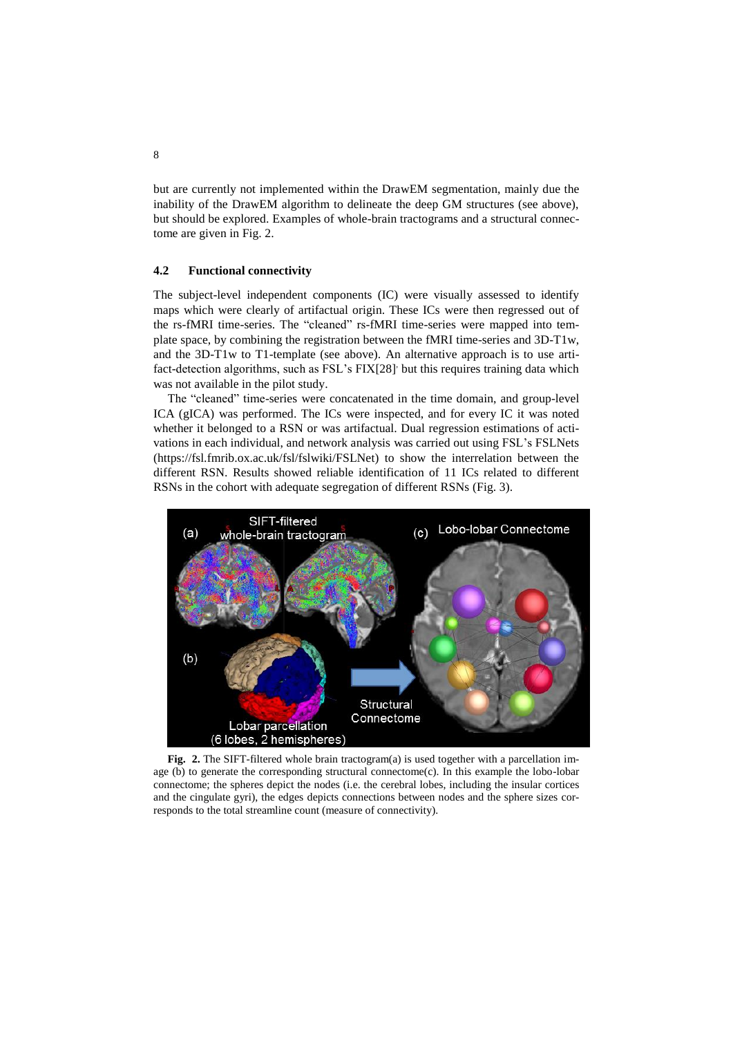but are currently not implemented within the DrawEM segmentation, mainly due the inability of the DrawEM algorithm to delineate the deep GM structures (see above), but should be explored. Examples of whole-brain tractograms and a structural connectome are given in Fig. 2.

### 4.2 Functional connectivity

The subject-level independent components (IC) were visually assessed to identify maps which were clearly of artifactual origin. These ICs were then regressed out of the rs-fMRI time-series. The "cleaned" rs-fMRI time-series were mapped into template space, by combining the registration between the fMRI time-series and 3D-T1w, and the 3D-T1w to T1-template (see above). An alternative approach is to use artifact-detection algorithms, such as FSL's FIX[28] but this requires training data which was not available in the pilot study.

The "cleaned" time-series were concatenated in the time domain, and group-level ICA (gICA) was performed. The ICs were inspected, and for every IC it was noted whether it belonged to a RSN or was artifactual. Dual regression estimations of activations in each individual, and network analysis was carried out using FSL's FSLNets (https://fsl.fmrib.ox.ac.uk/fsl/fslwiki/FSLNet) to show the interrelation between the different RSN. Results showed reliable identification of 11 ICs related to different RSNs in the cohort with adequate segregation of different RSNs (Fig. 3).

(a) SIFT-filtered whole-brain tractogram

(b) Lobar parcellation (6 lobes, 2 hemispheres)

Structural Connectome

(c) Lobo-lobar Connectome

**Fig. 2.** The SIFT-filtered whole brain tractogram(a) is used together with a parcellation image (b) to generate the corresponding structural connectome(c). In this example the lobo-lobar connectome; the spheres depict the nodes (i.e. the cerebral lobes, including the insular cortices and the cingulate gyri), the edges depicts connections between nodes and the sphere sizes corresponds to the total streamline count (measure of connectivity).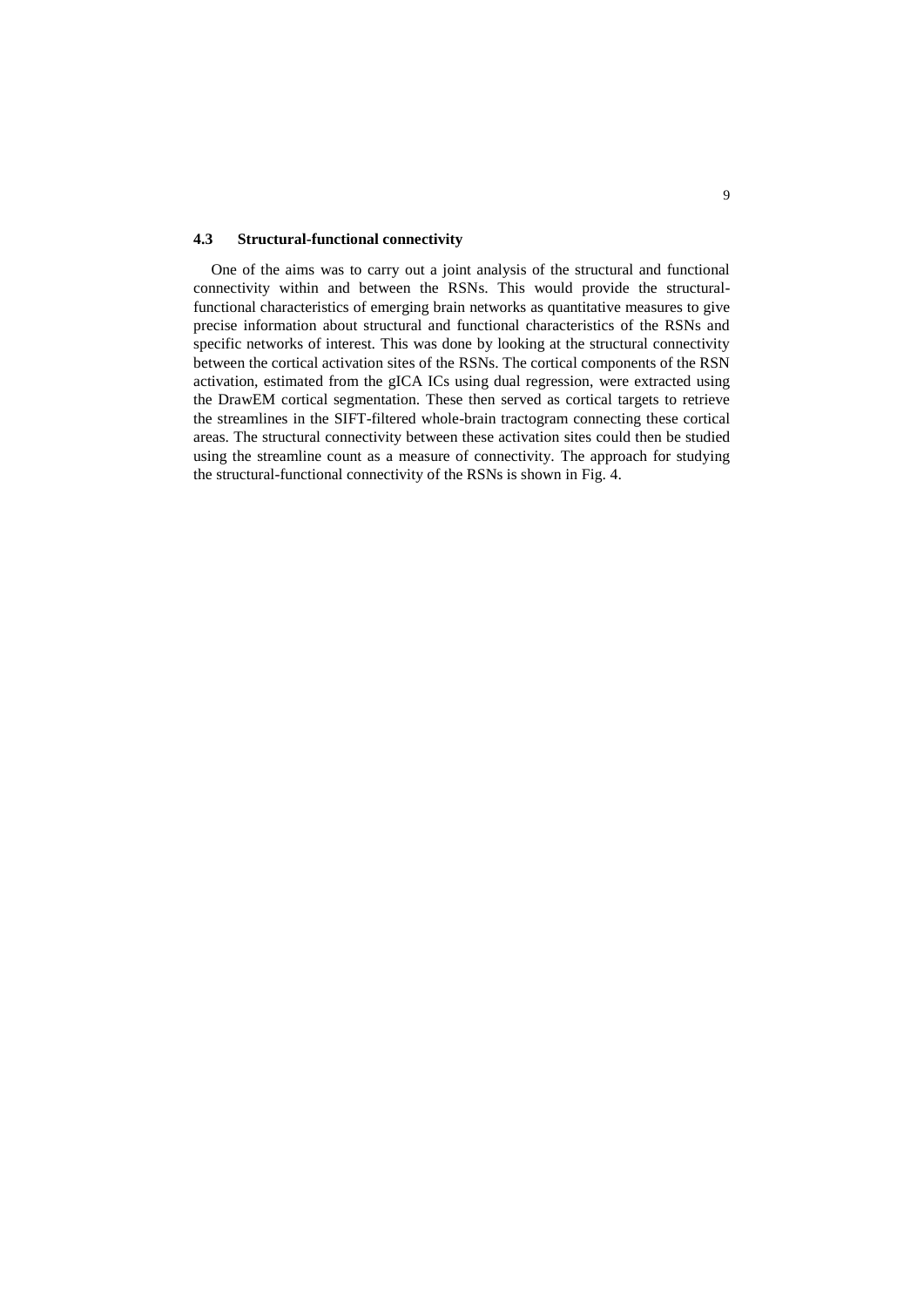### 4.3 Structural-functional connectivity

One of the aims was to carry out a joint analysis of the structural and functional connectivity within and between the RSNs. This would provide the structural-functional characteristics of emerging brain networks as quantitative measures to give precise information about structural and functional characteristics of the RSNs and specific networks of interest. This was done by looking at the structural connectivity between the cortical activation sites of the RSNs. The cortical components of the RSN activation, estimated from the gICA ICs using dual regression, were extracted using the DrawEM cortical segmentation. These then served as cortical targets to retrieve the streamlines in the SIFT-filtered whole-brain tractogram connecting these cortical areas. The structural connectivity between these activation sites could then be studied using the streamline count as a measure of connectivity. The approach for studying the structural-functional connectivity of the RSNs is shown in Fig. 4.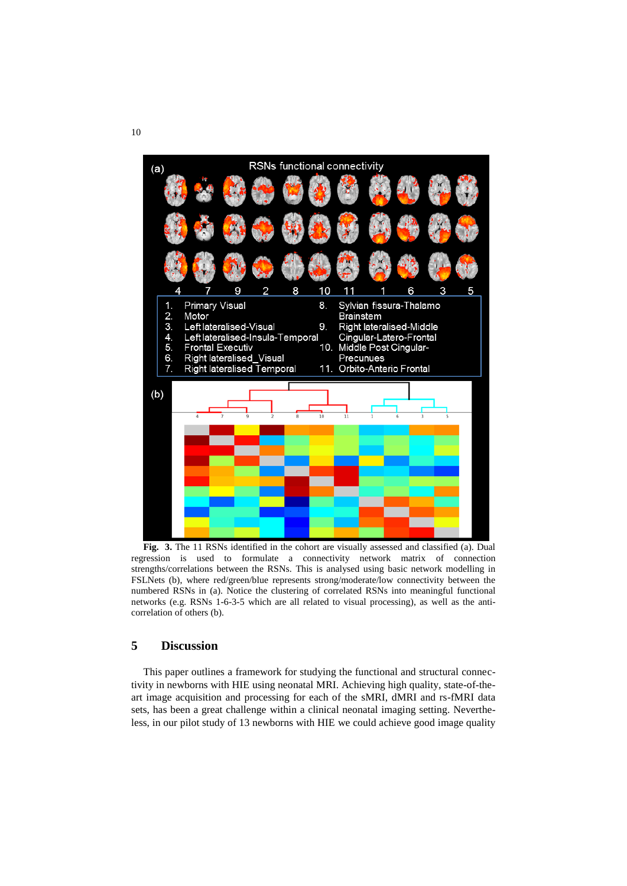(a) RSNs functional connectivity

4 7 9 2 8 10 11 1 6 3 5

1. Primary Visual
2. Motor
3. Left lateralised-Visual
4. Left lateralised-Insula-Temporal
5. Frontal Executiv
6. Right lateralised_Visual
7. Right lateralised Temporal
8. Sylvian fissura-Thalamo Brainstem
9. Right lateralised-Middle Cingular-Latero-Frontal
10. Middle Post Cingular-Precunues
11. Orbito-Anterio Frontal

(b)

4 7 9 2 8 10 11 1 6 3 5

**Fig. 3.** The 11 RSNs identified in the cohort are visually assessed and classified (a). Dual regression is used to formulate a connectivity network matrix of connection strengths/correlations between the RSNs. This is analysed using basic network modelling in FSLNets (b), where red/green/blue represents strong/moderate/low connectivity between the numbered RSNs in (a). Notice the clustering of correlated RSNs into meaningful functional networks (e.g. RSNs 1-6-3-5 which are all related to visual processing), as well as the anti-correlation of others (b).

## 5 Discussion

This paper outlines a framework for studying the functional and structural connectivity in newborns with HIE using neonatal MRI. Achieving high quality, state-of-the-art image acquisition and processing for each of the sMRI, dMRI and rs-fMRI data sets, has been a great challenge within a clinical neonatal imaging setting. Nevertheless, in our pilot study of 13 newborns with HIE we could achieve good image quality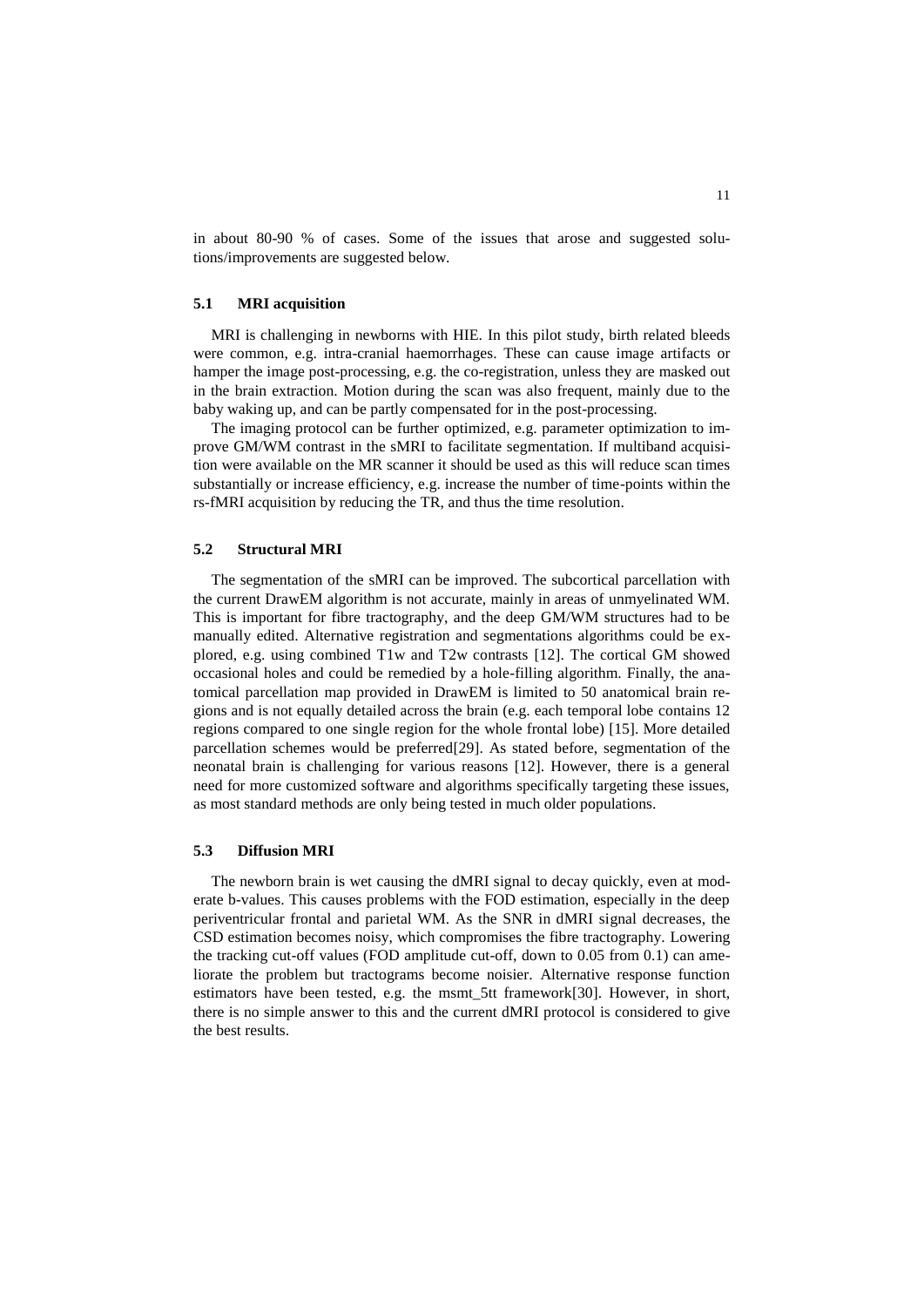in about 80-90 % of cases. Some of the issues that arose and suggested solutions/improvements are suggested below.

### 5.1 MRI acquisition

MRI is challenging in newborns with HIE. In this pilot study, birth related bleeds were common, e.g. intra-cranial haemorrhages. These can cause image artifacts or hamper the image post-processing, e.g. the co-registration, unless they are masked out in the brain extraction. Motion during the scan was also frequent, mainly due to the baby waking up, and can be partly compensated for in the post-processing.

The imaging protocol can be further optimized, e.g. parameter optimization to improve GM/WM contrast in the sMRI to facilitate segmentation. If multiband acquisition were available on the MR scanner it should be used as this will reduce scan times substantially or increase efficiency, e.g. increase the number of time-points within the rs-fMRI acquisition by reducing the TR, and thus the time resolution.

### 5.2 Structural MRI

The segmentation of the sMRI can be improved. The subcortical parcellation with the current DrawEM algorithm is not accurate, mainly in areas of unmyelinated WM. This is important for fibre tractography, and the deep GM/WM structures had to be manually edited. Alternative registration and segmentations algorithms could be explored, e.g. using combined T1w and T2w contrasts [12]. The cortical GM showed occasional holes and could be remedied by a hole-filling algorithm. Finally, the anatomical parcellation map provided in DrawEM is limited to 50 anatomical brain regions and is not equally detailed across the brain (e.g. each temporal lobe contains 12 regions compared to one single region for the whole frontal lobe) [15]. More detailed parcellation schemes would be preferred[29]. As stated before, segmentation of the neonatal brain is challenging for various reasons [12]. However, there is a general need for more customized software and algorithms specifically targeting these issues, as most standard methods are only being tested in much older populations.

### 5.3 Diffusion MRI

The newborn brain is wet causing the dMRI signal to decay quickly, even at moderate b-values. This causes problems with the FOD estimation, especially in the deep periventricular frontal and parietal WM. As the SNR in dMRI signal decreases, the CSD estimation becomes noisy, which compromises the fibre tractography. Lowering the tracking cut-off values (FOD amplitude cut-off, down to 0.05 from 0.1) can ameliorate the problem but tractograms become noisier. Alternative response function estimators have been tested, e.g. the msmt_5tt framework[30]. However, in short, there is no simple answer to this and the current dMRI protocol is considered to give the best results.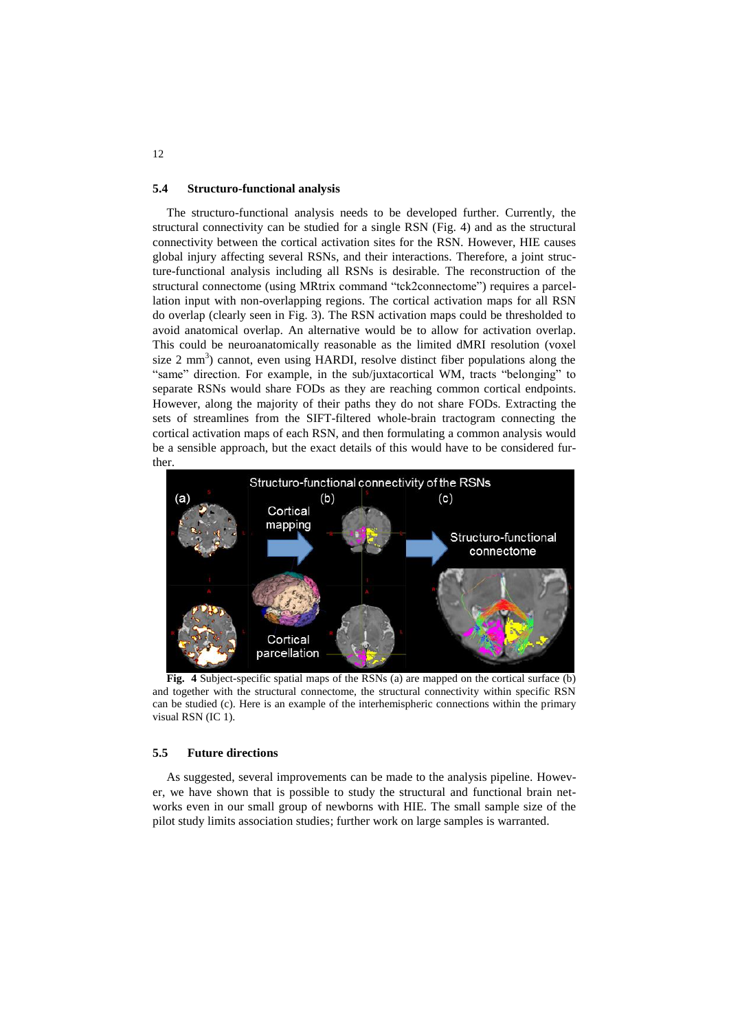### 5.4 Structuro-functional analysis

The structuro-functional analysis needs to be developed further. Currently, the structural connectivity can be studied for a single RSN (Fig. 4) and as the structural connectivity between the cortical activation sites for the RSN. However, HIE causes global injury affecting several RSNs, and their interactions. Therefore, a joint structure-functional analysis including all RSNs is desirable. The reconstruction of the structural connectome (using MRtrix command "tck2connectome") requires a parcellation input with non-overlapping regions. The cortical activation maps for all RSN do overlap (clearly seen in Fig. 3). The RSN activation maps could be thresholded to avoid anatomical overlap. An alternative would be to allow for activation overlap. This could be neuroanatomically reasonable as the limited dMRI resolution (voxel size 2 $mm^3$) cannot, even using HARDI, resolve distinct fiber populations along the "same" direction. For example, in the sub/juxtacortical WM, tracts "belonging" to separate RSNs would share FODs as they are reaching common cortical endpoints. However, along the majority of their paths they do not share FODs. Extracting the sets of streamlines from the SIFT-filtered whole-brain tractogram connecting the cortical activation maps of each RSN, and then formulating a common analysis would be a sensible approach, but the exact details of this would have to be considered further.

Structuro-functional connectivity of the RSNs

(a)

(b)

(c)

Cortical mapping

Cortical parcellation

Structuro-functional connectome

**Fig. 4** Subject-specific spatial maps of the RSNs (a) are mapped on the cortical surface (b) and together with the structural connectome, the structural connectivity within specific RSN can be studied (c). Here is an example of the interhemispheric connections within the primary visual RSN (IC 1).

### 5.5 Future directions

As suggested, several improvements can be made to the analysis pipeline. However, we have shown that is possible to study the structural and functional brain networks even in our small group of newborns with HIE. The small sample size of the pilot study limits association studies; further work on large samples is warranted.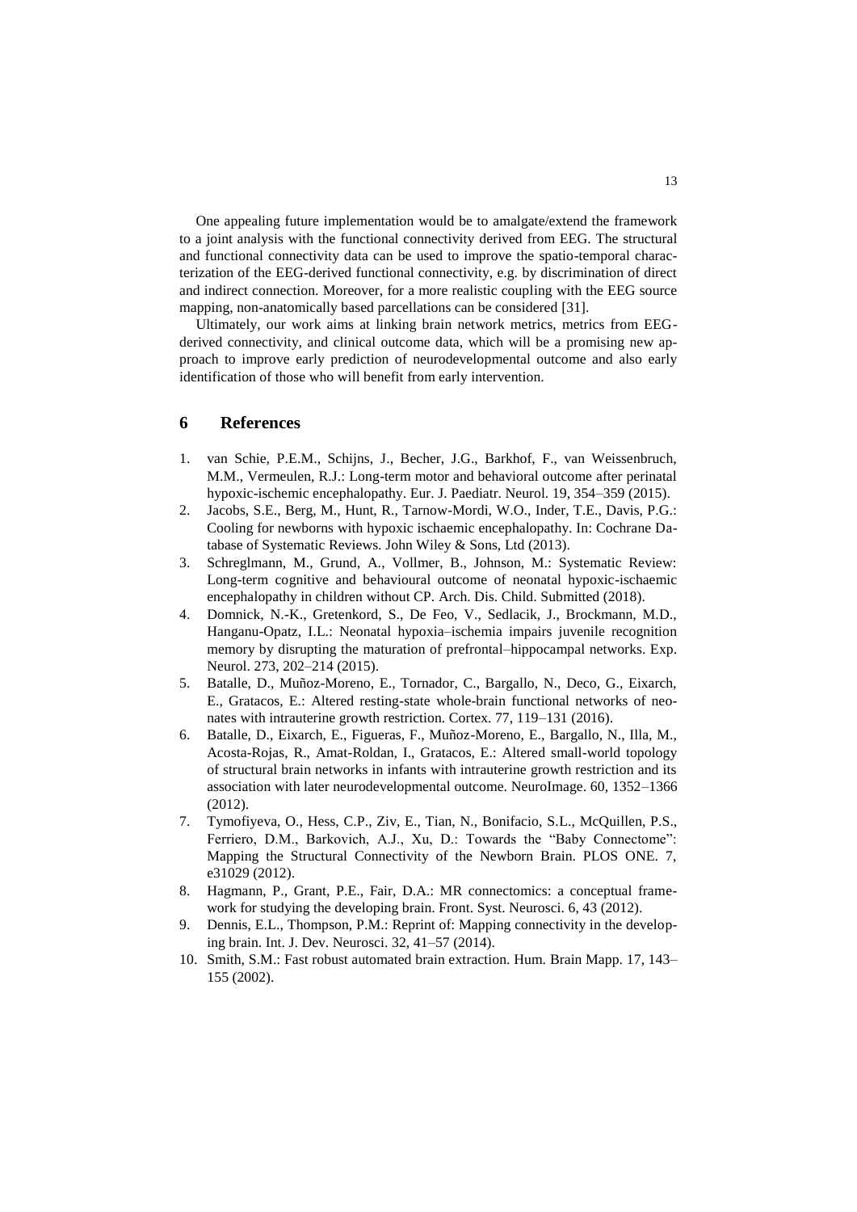One appealing future implementation would be to amalgate/extend the framework to a joint analysis with the functional connectivity derived from EEG. The structural and functional connectivity data can be used to improve the spatio-temporal characterization of the EEG-derived functional connectivity, e.g. by discrimination of direct and indirect connection. Moreover, for a more realistic coupling with the EEG source mapping, non-anatomically based parcellations can be considered [31].

Ultimately, our work aims at linking brain network metrics, metrics from EEG-derived connectivity, and clinical outcome data, which will be a promising new approach to improve early prediction of neurodevelopmental outcome and also early identification of those who will benefit from early intervention.

## 6 References

1. van Schie, P.E.M., Schijns, J., Becher, J.G., Barkhof, F., van Weissenbruch, M.M., Vermeulen, R.J.: Long-term motor and behavioral outcome after perinatal hypoxic-ischemic encephalopathy. Eur. J. Paediatr. Neurol. 19, 354–359 (2015).
2. Jacobs, S.E., Berg, M., Hunt, R., Tarnow-Mordi, W.O., Inder, T.E., Davis, P.G.: Cooling for newborns with hypoxic ischaemic encephalopathy. In: Cochrane Database of Systematic Reviews. John Wiley & Sons, Ltd (2013).
3. Schreglmann, M., Grund, A., Vollmer, B., Johnson, M.: Systematic Review: Long-term cognitive and behavioural outcome of neonatal hypoxic-ischaemic encephalopathy in children without CP. Arch. Dis. Child. Submitted (2018).
4. Domnick, N.-K., Gretenkord, S., De Feo, V., Sedlacik, J., Brockmann, M.D., Hanganu-Opatz, I.L.: Neonatal hypoxia–ischemia impairs juvenile recognition memory by disrupting the maturation of prefrontal–hippocampal networks. Exp. Neurol. 273, 202–214 (2015).
5. Batalle, D., Muñoz-Moreno, E., Tornador, C., Bargallo, N., Deco, G., Eixarch, E., Gratacos, E.: Altered resting-state whole-brain functional networks of neonates with intrauterine growth restriction. Cortex. 77, 119–131 (2016).
6. Batalle, D., Eixarch, E., Figueras, F., Muñoz-Moreno, E., Bargallo, N., Illa, M., Acosta-Rojas, R., Amat-Roldan, I., Gratacos, E.: Altered small-world topology of structural brain networks in infants with intrauterine growth restriction and its association with later neurodevelopmental outcome. NeuroImage. 60, 1352–1366 (2012).
7. Tymofiyeva, O., Hess, C.P., Ziv, E., Tian, N., Bonifacio, S.L., McQuillen, P.S., Ferriero, D.M., Barkovich, A.J., Xu, D.: Towards the "Baby Connectome": Mapping the Structural Connectivity of the Newborn Brain. PLOS ONE. 7, e31029 (2012).
8. Hagmann, P., Grant, P.E., Fair, D.A.: MR connectomics: a conceptual framework for studying the developing brain. Front. Syst. Neurosci. 6, 43 (2012).
9. Dennis, E.L., Thompson, P.M.: Reprint of: Mapping connectivity in the developing brain. Int. J. Dev. Neurosci. 32, 41–57 (2014).
10. Smith, S.M.: Fast robust automated brain extraction. Hum. Brain Mapp. 17, 143–155 (2002).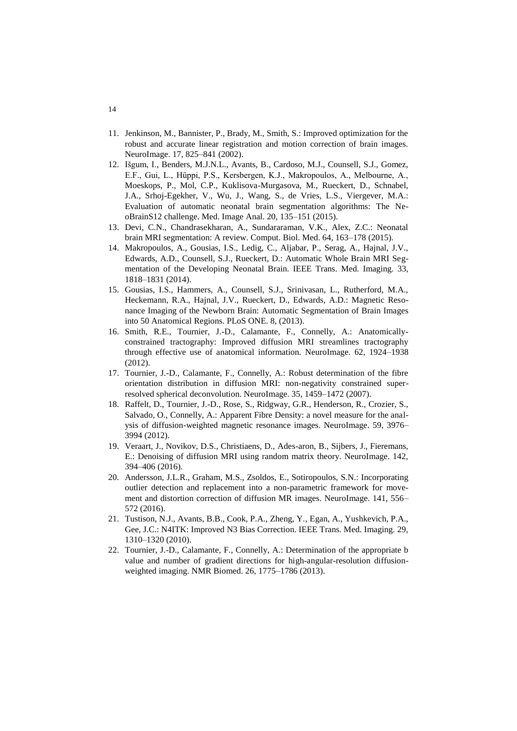11. Jenkinson, M., Bannister, P., Brady, M., Smith, S.: Improved optimization for the robust and accurate linear registration and motion correction of brain images. NeuroImage. 17, 825–841 (2002).
12. Išgum, I., Benders, M.J.N.L., Avants, B., Cardoso, M.J., Counsell, S.J., Gomez, E.F., Gui, L., Hűppi, P.S., Kersbergen, K.J., Makropoulos, A., Melbourne, A., Moeskops, P., Mol, C.P., Kuklisova-Murgasova, M., Rueckert, D., Schnabel, J.A., Srhoj-Egekher, V., Wu, J., Wang, S., de Vries, L.S., Viergever, M.A.: Evaluation of automatic neonatal brain segmentation algorithms: The NeoBrainS12 challenge. Med. Image Anal. 20, 135–151 (2015).
13. Devi, C.N., Chandrasekharan, A., Sundararaman, V.K., Alex, Z.C.: Neonatal brain MRI segmentation: A review. Comput. Biol. Med. 64, 163–178 (2015).
14. Makropoulos, A., Gousias, I.S., Ledig, C., Aljabar, P., Serag, A., Hajnal, J.V., Edwards, A.D., Counsell, S.J., Rueckert, D.: Automatic Whole Brain MRI Segmentation of the Developing Neonatal Brain. IEEE Trans. Med. Imaging. 33, 1818–1831 (2014).
15. Gousias, I.S., Hammers, A., Counsell, S.J., Srinivasan, L., Rutherford, M.A., Heckemann, R.A., Hajnal, J.V., Rueckert, D., Edwards, A.D.: Magnetic Resonance Imaging of the Newborn Brain: Automatic Segmentation of Brain Images into 50 Anatomical Regions. PLoS ONE. 8, (2013).
16. Smith, R.E., Tournier, J.-D., Calamante, F., Connelly, A.: Anatomically-constrained tractography: Improved diffusion MRI streamlines tractography through effective use of anatomical information. NeuroImage. 62, 1924–1938 (2012).
17. Tournier, J.-D., Calamante, F., Connelly, A.: Robust determination of the fibre orientation distribution in diffusion MRI: non-negativity constrained super-resolved spherical deconvolution. NeuroImage. 35, 1459–1472 (2007).
18. Raffelt, D., Tournier, J.-D., Rose, S., Ridgway, G.R., Henderson, R., Crozier, S., Salvado, O., Connelly, A.: Apparent Fibre Density: a novel measure for the analysis of diffusion-weighted magnetic resonance images. NeuroImage. 59, 3976–3994 (2012).
19. Veraart, J., Novikov, D.S., Christiaens, D., Ades-aron, B., Sijbers, J., Fieremans, E.: Denoising of diffusion MRI using random matrix theory. NeuroImage. 142, 394–406 (2016).
20. Andersson, J.L.R., Graham, M.S., Zsoldos, E., Sotiropoulos, S.N.: Incorporating outlier detection and replacement into a non-parametric framework for movement and distortion correction of diffusion MR images. NeuroImage. 141, 556–572 (2016).
21. Tustison, N.J., Avants, B.B., Cook, P.A., Zheng, Y., Egan, A., Yushkevich, P.A., Gee, J.C.: N4ITK: Improved N3 Bias Correction. IEEE Trans. Med. Imaging. 29, 1310–1320 (2010).
22. Tournier, J.-D., Calamante, F., Connelly, A.: Determination of the appropriate b value and number of gradient directions for high-angular-resolution diffusion-weighted imaging. NMR Biomed. 26, 1775–1786 (2013).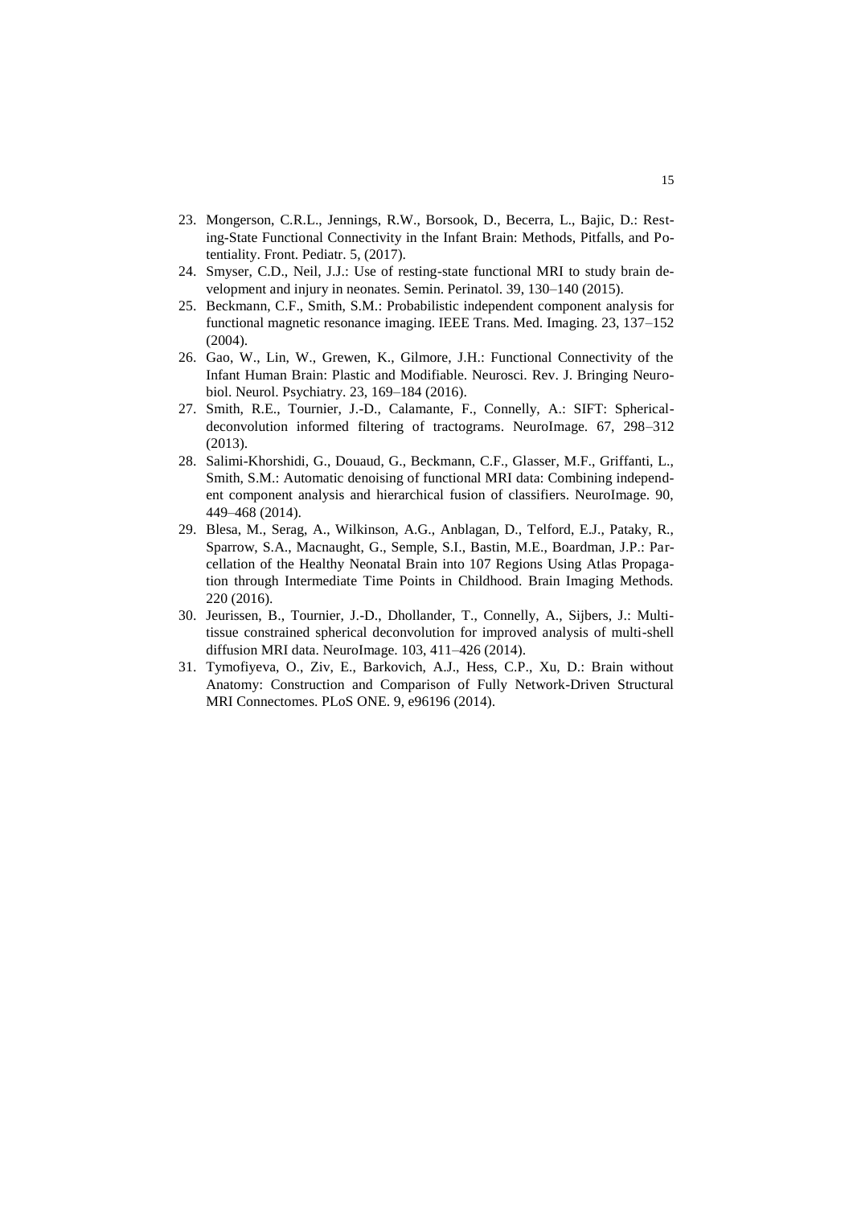23. Mongerson, C.R.L., Jennings, R.W., Borsook, D., Becerra, L., Bajic, D.: Resting-State Functional Connectivity in the Infant Brain: Methods, Pitfalls, and Potentiality. Front. Pediatr. 5, (2017).
24. Smyser, C.D., Neil, J.J.: Use of resting-state functional MRI to study brain development and injury in neonates. Semin. Perinatol. 39, 130–140 (2015).
25. Beckmann, C.F., Smith, S.M.: Probabilistic independent component analysis for functional magnetic resonance imaging. IEEE Trans. Med. Imaging. 23, 137–152 (2004).
26. Gao, W., Lin, W., Grewen, K., Gilmore, J.H.: Functional Connectivity of the Infant Human Brain: Plastic and Modifiable. Neurosci. Rev. J. Bringing Neurobiol. Neurol. Psychiatry. 23, 169–184 (2016).
27. Smith, R.E., Tournier, J.-D., Calamante, F., Connelly, A.: SIFT: Spherical-deconvolution informed filtering of tractograms. NeuroImage. 67, 298–312 (2013).
28. Salimi-Khorshidi, G., Douaud, G., Beckmann, C.F., Glasser, M.F., Griffanti, L., Smith, S.M.: Automatic denoising of functional MRI data: Combining independent component analysis and hierarchical fusion of classifiers. NeuroImage. 90, 449–468 (2014).
29. Blesa, M., Serag, A., Wilkinson, A.G., Anblagan, D., Telford, E.J., Pataky, R., Sparrow, S.A., Macnaught, G., Semple, S.I., Bastin, M.E., Boardman, J.P.: Parcellation of the Healthy Neonatal Brain into 107 Regions Using Atlas Propagation through Intermediate Time Points in Childhood. Brain Imaging Methods. 220 (2016).
30. Jeurissen, B., Tournier, J.-D., Dhollander, T., Connelly, A., Sijbers, J.: Multi-tissue constrained spherical deconvolution for improved analysis of multi-shell diffusion MRI data. NeuroImage. 103, 411–426 (2014).
31. Tymofiyeva, O., Ziv, E., Barkovich, A.J., Hess, C.P., Xu, D.: Brain without Anatomy: Construction and Comparison of Fully Network-Driven Structural MRI Connectomes. PLoS ONE. 9, e96196 (2014).